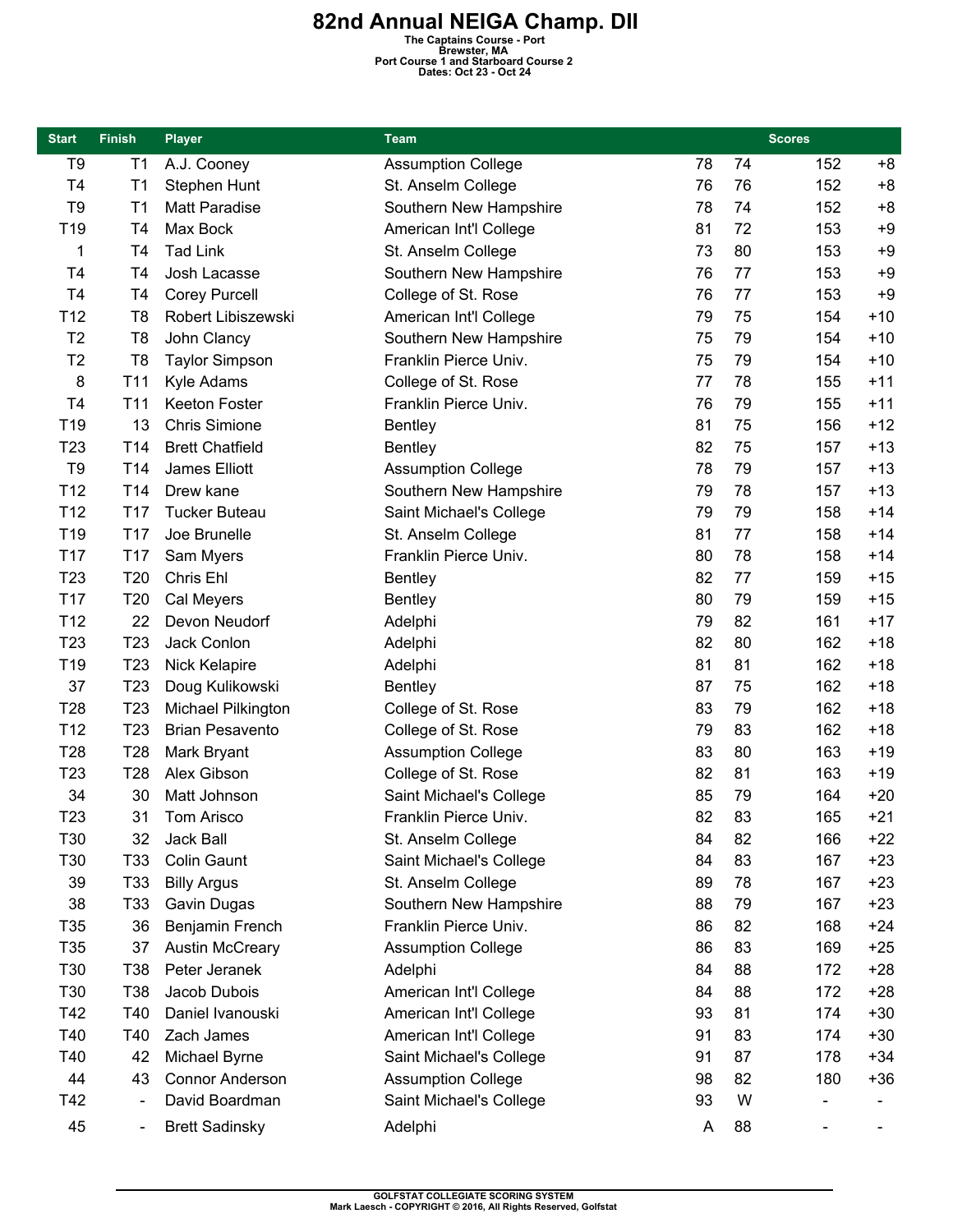# 82nd Annual NEIGA Champ. DII

**The Captains Course - Port**
**Brewster, MA**
**Port Course 1 and Starboard Course 2**
**Dates: Oct 23 - Oct 24**

| Start | Finish | Player | Team | Scores | | | |
|---|---|---|---|---|---|---|---|
| T9 | T1 | A.J. Cooney | Assumption College | 78 | 74 | 152 | +8 |
| T4 | T1 | Stephen Hunt | St. Anselm College | 76 | 76 | 152 | +8 |
| T9 | T1 | Matt Paradise | Southern New Hampshire | 78 | 74 | 152 | +8 |
| T19 | T4 | Max Bock | American Int'l College | 81 | 72 | 153 | +9 |
| 1 | T4 | Tad Link | St. Anselm College | 73 | 80 | 153 | +9 |
| T4 | T4 | Josh Lacasse | Southern New Hampshire | 76 | 77 | 153 | +9 |
| T4 | T4 | Corey Purcell | College of St. Rose | 76 | 77 | 153 | +9 |
| T12 | T8 | Robert Libiszewski | American Int'l College | 79 | 75 | 154 | +10 |
| T2 | T8 | John Clancy | Southern New Hampshire | 75 | 79 | 154 | +10 |
| T2 | T8 | Taylor Simpson | Franklin Pierce Univ. | 75 | 79 | 154 | +10 |
| 8 | T11 | Kyle Adams | College of St. Rose | 77 | 78 | 155 | +11 |
| T4 | T11 | Keeton Foster | Franklin Pierce Univ. | 76 | 79 | 155 | +11 |
| T19 | 13 | Chris Simione | Bentley | 81 | 75 | 156 | +12 |
| T23 | T14 | Brett Chatfield | Bentley | 82 | 75 | 157 | +13 |
| T9 | T14 | James Elliott | Assumption College | 78 | 79 | 157 | +13 |
| T12 | T14 | Drew kane | Southern New Hampshire | 79 | 78 | 157 | +13 |
| T12 | T17 | Tucker Buteau | Saint Michael's College | 79 | 79 | 158 | +14 |
| T19 | T17 | Joe Brunelle | St. Anselm College | 81 | 77 | 158 | +14 |
| T17 | T17 | Sam Myers | Franklin Pierce Univ. | 80 | 78 | 158 | +14 |
| T23 | T20 | Chris Ehl | Bentley | 82 | 77 | 159 | +15 |
| T17 | T20 | Cal Meyers | Bentley | 80 | 79 | 159 | +15 |
| T12 | 22 | Devon Neudorf | Adelphi | 79 | 82 | 161 | +17 |
| T23 | T23 | Jack Conlon | Adelphi | 82 | 80 | 162 | +18 |
| T19 | T23 | Nick Kelapire | Adelphi | 81 | 81 | 162 | +18 |
| 37 | T23 | Doug Kulikowski | Bentley | 87 | 75 | 162 | +18 |
| T28 | T23 | Michael Pilkington | College of St. Rose | 83 | 79 | 162 | +18 |
| T12 | T23 | Brian Pesavento | College of St. Rose | 79 | 83 | 162 | +18 |
| T28 | T28 | Mark Bryant | Assumption College | 83 | 80 | 163 | +19 |
| T23 | T28 | Alex Gibson | College of St. Rose | 82 | 81 | 163 | +19 |
| 34 | 30 | Matt Johnson | Saint Michael's College | 85 | 79 | 164 | +20 |
| T23 | 31 | Tom Arisco | Franklin Pierce Univ. | 82 | 83 | 165 | +21 |
| T30 | 32 | Jack Ball | St. Anselm College | 84 | 82 | 166 | +22 |
| T30 | T33 | Colin Gaunt | Saint Michael's College | 84 | 83 | 167 | +23 |
| 39 | T33 | Billy Argus | St. Anselm College | 89 | 78 | 167 | +23 |
| 38 | T33 | Gavin Dugas | Southern New Hampshire | 88 | 79 | 167 | +23 |
| T35 | 36 | Benjamin French | Franklin Pierce Univ. | 86 | 82 | 168 | +24 |
| T35 | 37 | Austin McCreary | Assumption College | 86 | 83 | 169 | +25 |
| T30 | T38 | Peter Jeranek | Adelphi | 84 | 88 | 172 | +28 |
| T30 | T38 | Jacob Dubois | American Int'l College | 84 | 88 | 172 | +28 |
| T42 | T40 | Daniel Ivanouski | American Int'l College | 93 | 81 | 174 | +30 |
| T40 | T40 | Zach James | American Int'l College | 91 | 83 | 174 | +30 |
| T40 | 42 | Michael Byrne | Saint Michael's College | 91 | 87 | 178 | +34 |
| 44 | 43 | Connor Anderson | Assumption College | 98 | 82 | 180 | +36 |
| T42 | - | David Boardman | Saint Michael's College | 93 | W | - | - |
| 45 | - | Brett Sadinsky | Adelphi | A | 88 | - | - |

GOLFSTAT COLLEGIATE SCORING SYSTEM
Mark Laesch - COPYRIGHT © 2016, All Rights Reserved, Golfstat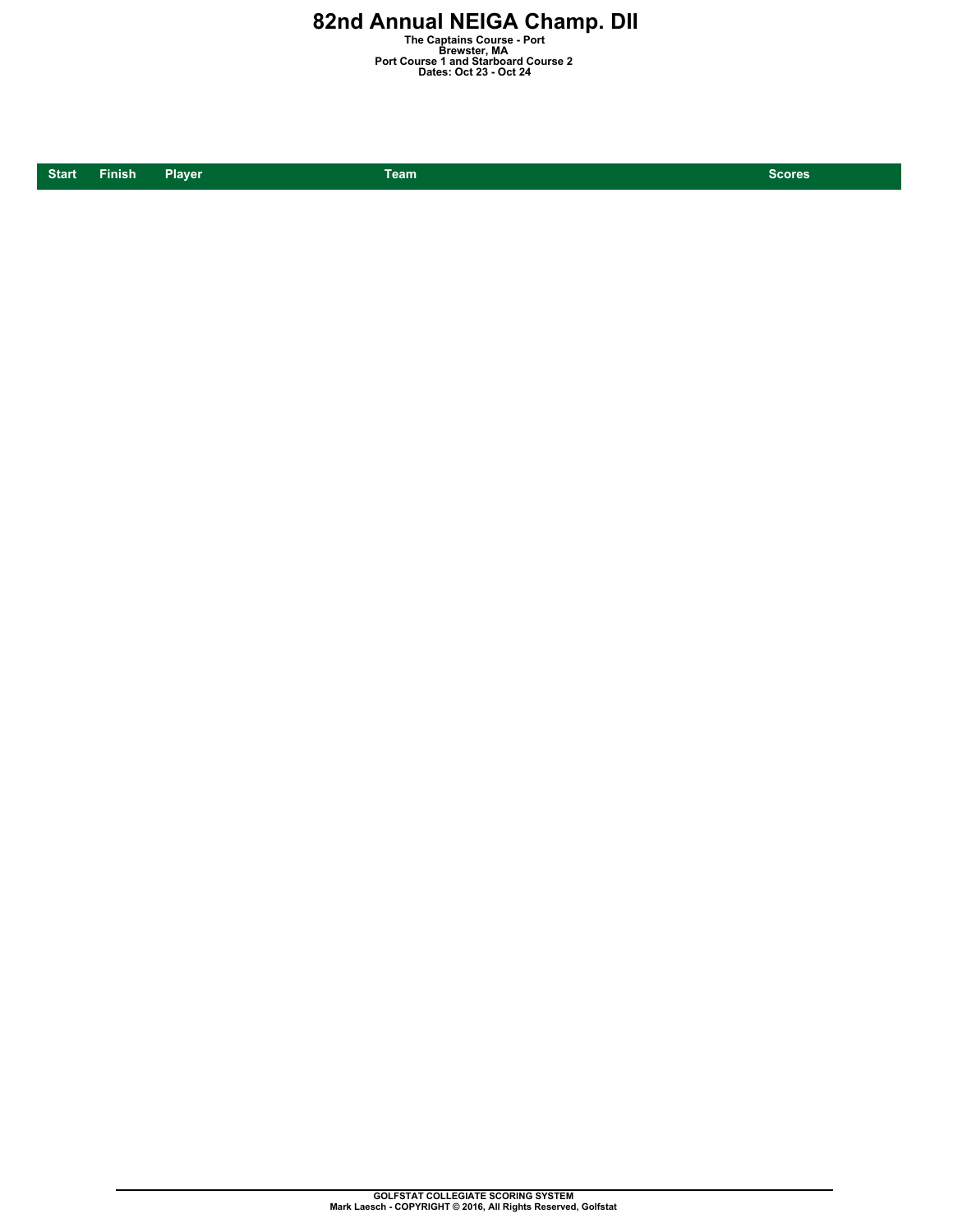# 82nd Annual NEIGA Champ. DII

**The Captains Course - Port**
**Brewster, MA**
**Port Course 1 and Starboard Course 2**
**Dates: Oct 23 - Oct 24**

| Start | Finish | Player | Team | Scores |
|---|---|---|---|---|

**GOLFSTAT COLLEGIATE SCORING SYSTEM**
**Mark Laesch - COPYRIGHT © 2016, All Rights Reserved, Golfstat**